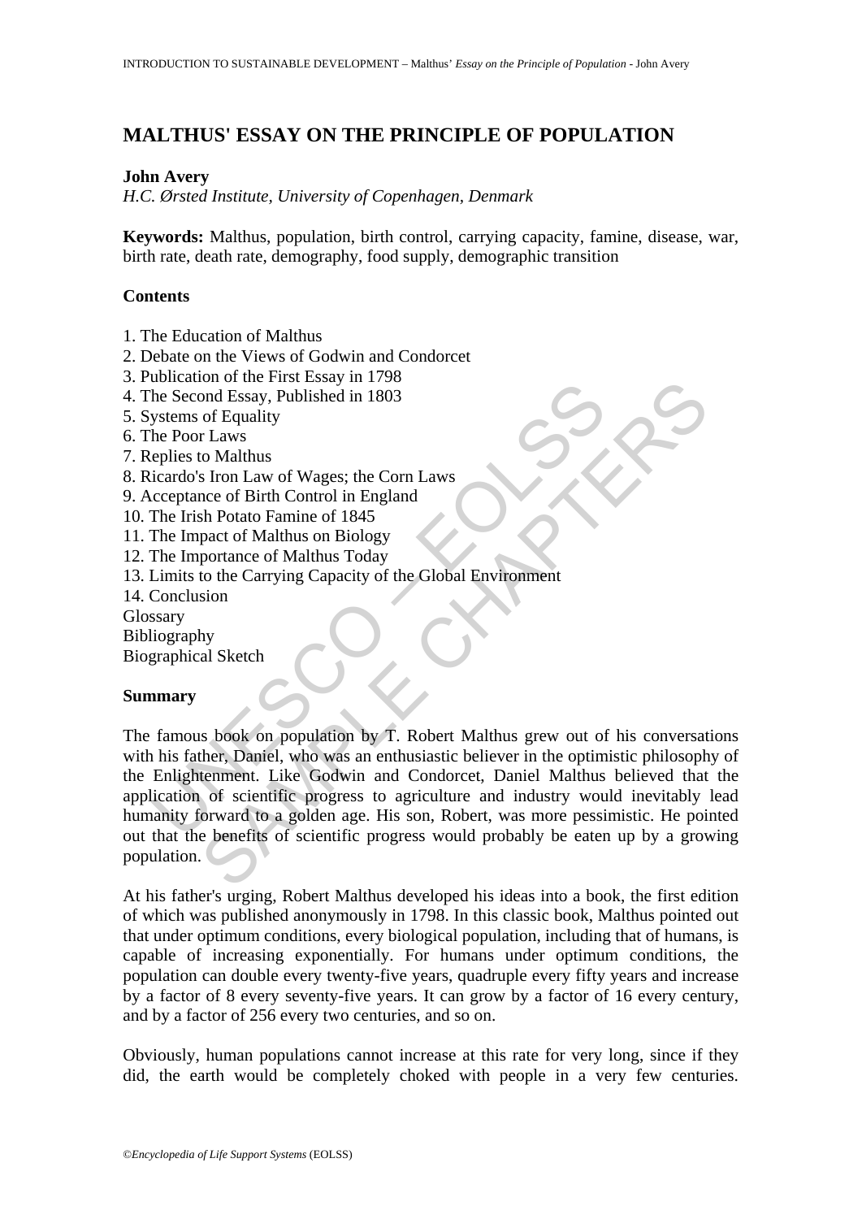# MALTHUS' ESSAY ON THE PRINCIPLE OF POPULATION

**John Avery**

*H.C. Ørsted Institute, University of Copenhagen, Denmark*

**Keywords:** Malthus, population, birth control, carrying capacity, famine, disease, war, birth rate, death rate, demography, food supply, demographic transition

## Contents

1. The Education of Malthus
2. Debate on the Views of Godwin and Condorcet
3. Publication of the First Essay in 1798
4. The Second Essay, Published in 1803
5. Systems of Equality
6. The Poor Laws
7. Replies to Malthus
8. Ricardo's Iron Law of Wages; the Corn Laws
9. Acceptance of Birth Control in England
10. The Irish Potato Famine of 1845
11. The Impact of Malthus on Biology
12. The Importance of Malthus Today
13. Limits to the Carrying Capacity of the Global Environment
14. Conclusion

Glossary
Bibliography
Biographical Sketch

## Summary

The famous book on population by T. Robert Malthus grew out of his conversations with his father, Daniel, who was an enthusiastic believer in the optimistic philosophy of the Enlightenment. Like Godwin and Condorcet, Daniel Malthus believed that the application of scientific progress to agriculture and industry would inevitably lead humanity forward to a golden age. His son, Robert, was more pessimistic. He pointed out that the benefits of scientific progress would probably be eaten up by a growing population.

At his father's urging, Robert Malthus developed his ideas into a book, the first edition of which was published anonymously in 1798. In this classic book, Malthus pointed out that under optimum conditions, every biological population, including that of humans, is capable of increasing exponentially. For humans under optimum conditions, the population can double every twenty-five years, quadruple every fifty years and increase by a factor of 8 every seventy-five years. It can grow by a factor of 16 every century, and by a factor of 256 every two centuries, and so on.

Obviously, human populations cannot increase at this rate for very long, since if they did, the earth would be completely choked with people in a very few centuries.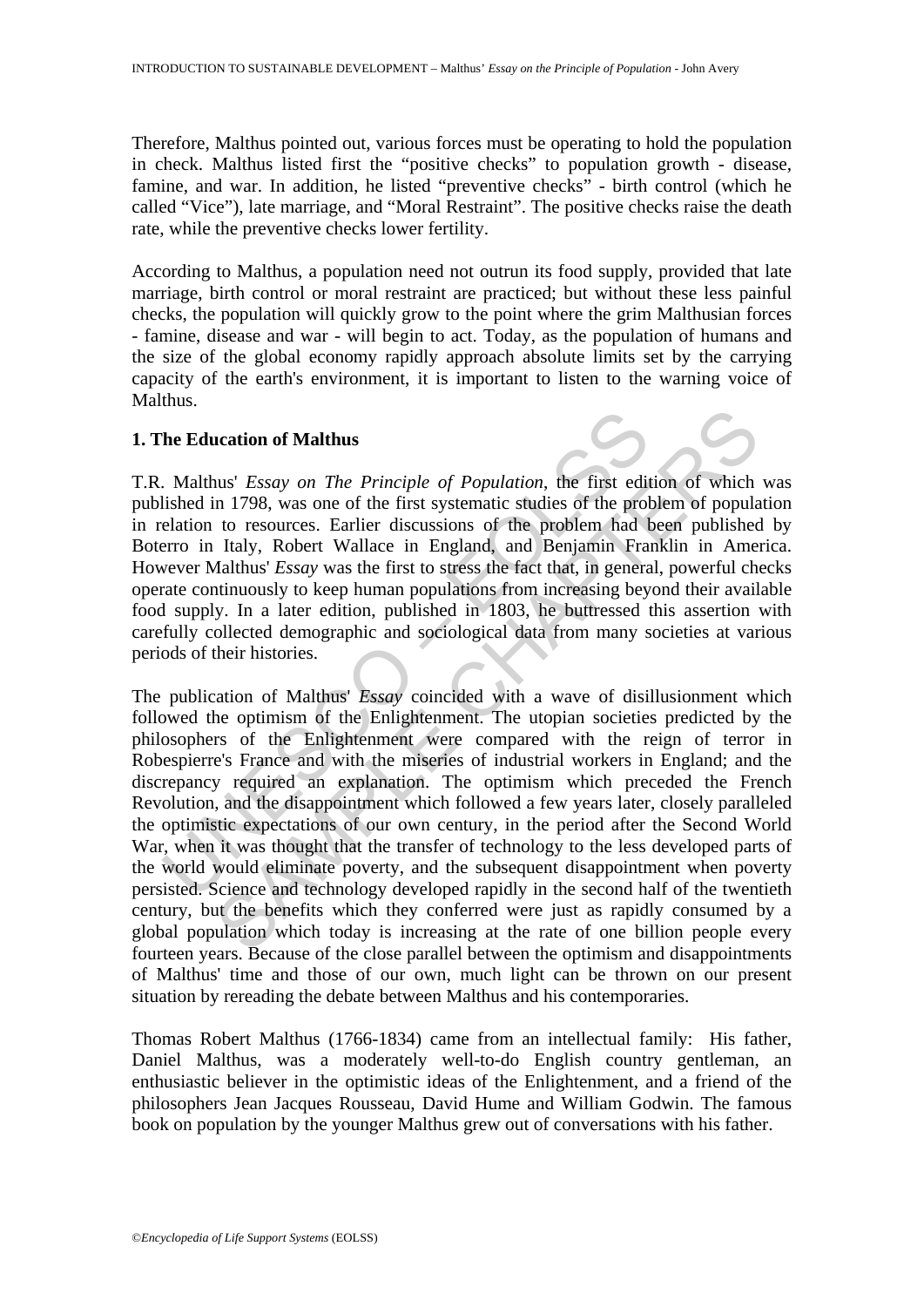Therefore, Malthus pointed out, various forces must be operating to hold the population in check. Malthus listed first the "positive checks" to population growth - disease, famine, and war. In addition, he listed "preventive checks" - birth control (which he called "Vice"), late marriage, and "Moral Restraint". The positive checks raise the death rate, while the preventive checks lower fertility.

According to Malthus, a population need not outrun its food supply, provided that late marriage, birth control or moral restraint are practiced; but without these less painful checks, the population will quickly grow to the point where the grim Malthusian forces - famine, disease and war - will begin to act. Today, as the population of humans and the size of the global economy rapidly approach absolute limits set by the carrying capacity of the earth's environment, it is important to listen to the warning voice of Malthus.

## 1. The Education of Malthus

T.R. Malthus' *Essay on The Principle of Population*, the first edition of which was published in 1798, was one of the first systematic studies of the problem of population in relation to resources. Earlier discussions of the problem had been published by Boterro in Italy, Robert Wallace in England, and Benjamin Franklin in America. However Malthus' *Essay* was the first to stress the fact that, in general, powerful checks operate continuously to keep human populations from increasing beyond their available food supply. In a later edition, published in 1803, he buttressed this assertion with carefully collected demographic and sociological data from many societies at various periods of their histories.

The publication of Malthus' *Essay* coincided with a wave of disillusionment which followed the optimism of the Enlightenment. The utopian societies predicted by the philosophers of the Enlightenment were compared with the reign of terror in Robespierre's France and with the miseries of industrial workers in England; and the discrepancy required an explanation. The optimism which preceded the French Revolution, and the disappointment which followed a few years later, closely paralleled the optimistic expectations of our own century, in the period after the Second World War, when it was thought that the transfer of technology to the less developed parts of the world would eliminate poverty, and the subsequent disappointment when poverty persisted. Science and technology developed rapidly in the second half of the twentieth century, but the benefits which they conferred were just as rapidly consumed by a global population which today is increasing at the rate of one billion people every fourteen years. Because of the close parallel between the optimism and disappointments of Malthus' time and those of our own, much light can be thrown on our present situation by rereading the debate between Malthus and his contemporaries.

Thomas Robert Malthus (1766-1834) came from an intellectual family: His father, Daniel Malthus, was a moderately well-to-do English country gentleman, an enthusiastic believer in the optimistic ideas of the Enlightenment, and a friend of the philosophers Jean Jacques Rousseau, David Hume and William Godwin. The famous book on population by the younger Malthus grew out of conversations with his father.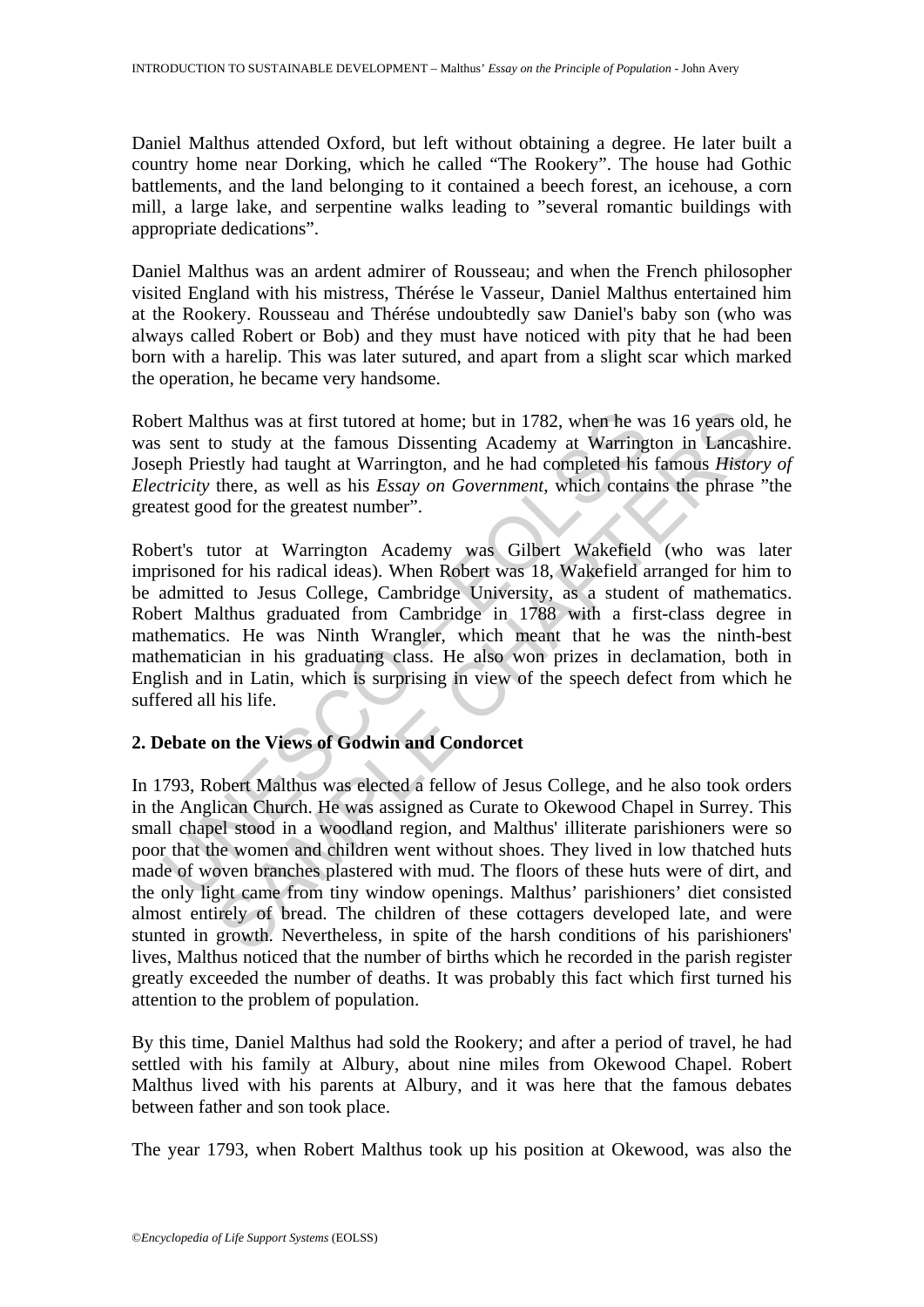Daniel Malthus attended Oxford, but left without obtaining a degree. He later built a country home near Dorking, which he called "The Rookery". The house had Gothic battlements, and the land belonging to it contained a beech forest, an icehouse, a corn mill, a large lake, and serpentine walks leading to "several romantic buildings with appropriate dedications".

Daniel Malthus was an ardent admirer of Rousseau; and when the French philosopher visited England with his mistress, Thérése le Vasseur, Daniel Malthus entertained him at the Rookery. Rousseau and Thérése undoubtedly saw Daniel's baby son (who was always called Robert or Bob) and they must have noticed with pity that he had been born with a harelip. This was later sutured, and apart from a slight scar which marked the operation, he became very handsome.

Robert Malthus was at first tutored at home; but in 1782, when he was 16 years old, he was sent to study at the famous Dissenting Academy at Warrington in Lancashire. Joseph Priestly had taught at Warrington, and he had completed his famous *History of Electricity* there, as well as his *Essay on Government*, which contains the phrase "the greatest good for the greatest number".

Robert's tutor at Warrington Academy was Gilbert Wakefield (who was later imprisoned for his radical ideas). When Robert was 18, Wakefield arranged for him to be admitted to Jesus College, Cambridge University, as a student of mathematics. Robert Malthus graduated from Cambridge in 1788 with a first-class degree in mathematics. He was Ninth Wrangler, which meant that he was the ninth-best mathematician in his graduating class. He also won prizes in declamation, both in English and in Latin, which is surprising in view of the speech defect from which he suffered all his life.

## 2. Debate on the Views of Godwin and Condorcet

In 1793, Robert Malthus was elected a fellow of Jesus College, and he also took orders in the Anglican Church. He was assigned as Curate to Okewood Chapel in Surrey. This small chapel stood in a woodland region, and Malthus' illiterate parishioners were so poor that the women and children went without shoes. They lived in low thatched huts made of woven branches plastered with mud. The floors of these huts were of dirt, and the only light came from tiny window openings. Malthus' parishioners' diet consisted almost entirely of bread. The children of these cottagers developed late, and were stunted in growth. Nevertheless, in spite of the harsh conditions of his parishioners' lives, Malthus noticed that the number of births which he recorded in the parish register greatly exceeded the number of deaths. It was probably this fact which first turned his attention to the problem of population.

By this time, Daniel Malthus had sold the Rookery; and after a period of travel, he had settled with his family at Albury, about nine miles from Okewood Chapel. Robert Malthus lived with his parents at Albury, and it was here that the famous debates between father and son took place.

The year 1793, when Robert Malthus took up his position at Okewood, was also the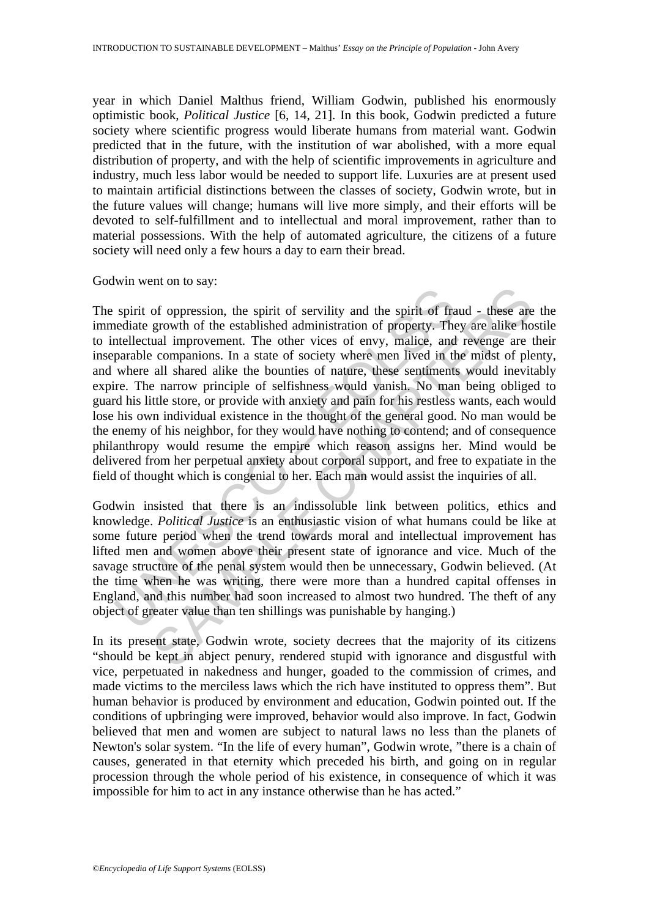year in which Daniel Malthus friend, William Godwin, published his enormously optimistic book, *Political Justice* [6, 14, 21]. In this book, Godwin predicted a future society where scientific progress would liberate humans from material want. Godwin predicted that in the future, with the institution of war abolished, with a more equal distribution of property, and with the help of scientific improvements in agriculture and industry, much less labor would be needed to support life. Luxuries are at present used to maintain artificial distinctions between the classes of society, Godwin wrote, but in the future values will change; humans will live more simply, and their efforts will be devoted to self-fulfillment and to intellectual and moral improvement, rather than to material possessions. With the help of automated agriculture, the citizens of a future society will need only a few hours a day to earn their bread.

Godwin went on to say:

The spirit of oppression, the spirit of servility and the spirit of fraud - these are the immediate growth of the established administration of property. They are alike hostile to intellectual improvement. The other vices of envy, malice, and revenge are their inseparable companions. In a state of society where men lived in the midst of plenty, and where all shared alike the bounties of nature, these sentiments would inevitably expire. The narrow principle of selfishness would vanish. No man being obliged to guard his little store, or provide with anxiety and pain for his restless wants, each would lose his own individual existence in the thought of the general good. No man would be the enemy of his neighbor, for they would have nothing to contend; and of consequence philanthropy would resume the empire which reason assigns her. Mind would be delivered from her perpetual anxiety about corporal support, and free to expatiate in the field of thought which is congenial to her. Each man would assist the inquiries of all.

Godwin insisted that there is an indissoluble link between politics, ethics and knowledge. *Political Justice* is an enthusiastic vision of what humans could be like at some future period when the trend towards moral and intellectual improvement has lifted men and women above their present state of ignorance and vice. Much of the savage structure of the penal system would then be unnecessary, Godwin believed. (At the time when he was writing, there were more than a hundred capital offenses in England, and this number had soon increased to almost two hundred. The theft of any object of greater value than ten shillings was punishable by hanging.)

In its present state, Godwin wrote, society decrees that the majority of its citizens "should be kept in abject penury, rendered stupid with ignorance and disgustful with vice, perpetuated in nakedness and hunger, goaded to the commission of crimes, and made victims to the merciless laws which the rich have instituted to oppress them". But human behavior is produced by environment and education, Godwin pointed out. If the conditions of upbringing were improved, behavior would also improve. In fact, Godwin believed that men and women are subject to natural laws no less than the planets of Newton's solar system. "In the life of every human", Godwin wrote, "there is a chain of causes, generated in that eternity which preceded his birth, and going on in regular procession through the whole period of his existence, in consequence of which it was impossible for him to act in any instance otherwise than he has acted."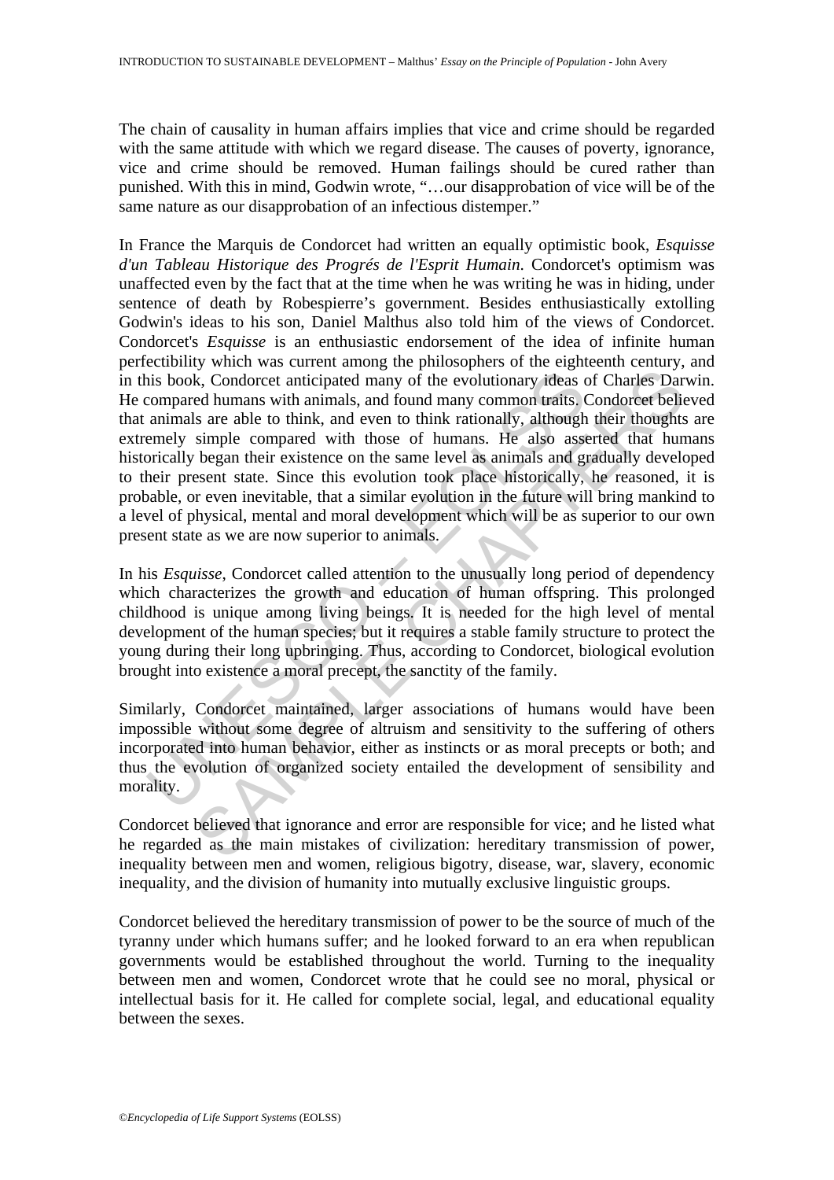The chain of causality in human affairs implies that vice and crime should be regarded with the same attitude with which we regard disease. The causes of poverty, ignorance, vice and crime should be removed. Human failings should be cured rather than punished. With this in mind, Godwin wrote, "…our disapprobation of vice will be of the same nature as our disapprobation of an infectious distemper."

In France the Marquis de Condorcet had written an equally optimistic book, *Esquisse d'un Tableau Historique des Progrés de l'Esprit Humain*. Condorcet's optimism was unaffected even by the fact that at the time when he was writing he was in hiding, under sentence of death by Robespierre's government. Besides enthusiastically extolling Godwin's ideas to his son, Daniel Malthus also told him of the views of Condorcet. Condorcet's *Esquisse* is an enthusiastic endorsement of the idea of infinite human perfectibility which was current among the philosophers of the eighteenth century, and in this book, Condorcet anticipated many of the evolutionary ideas of Charles Darwin. He compared humans with animals, and found many common traits. Condorcet believed that animals are able to think, and even to think rationally, although their thoughts are extremely simple compared with those of humans. He also asserted that humans historically began their existence on the same level as animals and gradually developed to their present state. Since this evolution took place historically, he reasoned, it is probable, or even inevitable, that a similar evolution in the future will bring mankind to a level of physical, mental and moral development which will be as superior to our own present state as we are now superior to animals.

In his *Esquisse*, Condorcet called attention to the unusually long period of dependency which characterizes the growth and education of human offspring. This prolonged childhood is unique among living beings. It is needed for the high level of mental development of the human species; but it requires a stable family structure to protect the young during their long upbringing. Thus, according to Condorcet, biological evolution brought into existence a moral precept, the sanctity of the family.

Similarly, Condorcet maintained, larger associations of humans would have been impossible without some degree of altruism and sensitivity to the suffering of others incorporated into human behavior, either as instincts or as moral precepts or both; and thus the evolution of organized society entailed the development of sensibility and morality.

Condorcet believed that ignorance and error are responsible for vice; and he listed what he regarded as the main mistakes of civilization: hereditary transmission of power, inequality between men and women, religious bigotry, disease, war, slavery, economic inequality, and the division of humanity into mutually exclusive linguistic groups.

Condorcet believed the hereditary transmission of power to be the source of much of the tyranny under which humans suffer; and he looked forward to an era when republican governments would be established throughout the world. Turning to the inequality between men and women, Condorcet wrote that he could see no moral, physical or intellectual basis for it. He called for complete social, legal, and educational equality between the sexes.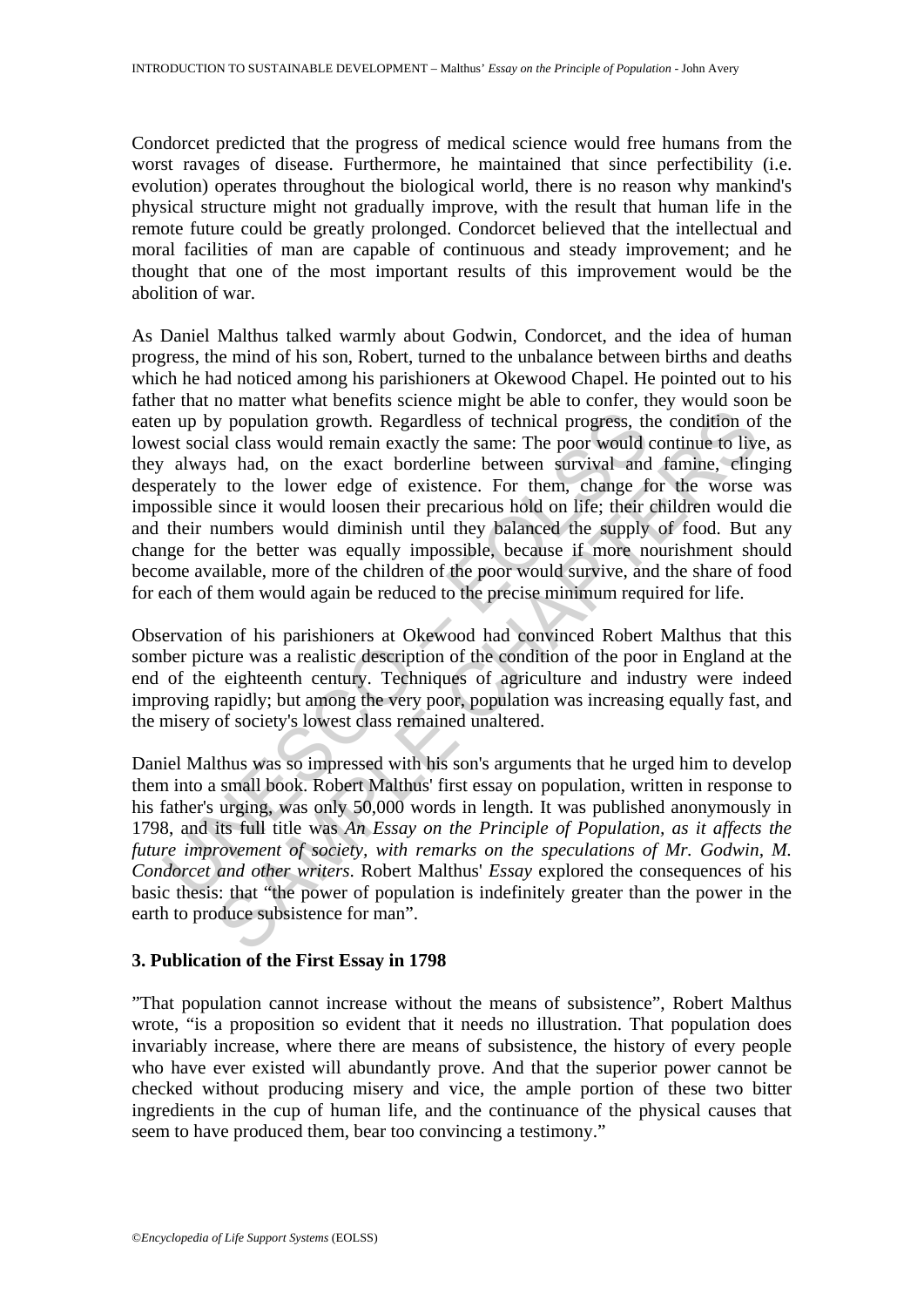Condorcet predicted that the progress of medical science would free humans from the worst ravages of disease. Furthermore, he maintained that since perfectibility (i.e. evolution) operates throughout the biological world, there is no reason why mankind's physical structure might not gradually improve, with the result that human life in the remote future could be greatly prolonged. Condorcet believed that the intellectual and moral facilities of man are capable of continuous and steady improvement; and he thought that one of the most important results of this improvement would be the abolition of war.

As Daniel Malthus talked warmly about Godwin, Condorcet, and the idea of human progress, the mind of his son, Robert, turned to the unbalance between births and deaths which he had noticed among his parishioners at Okewood Chapel. He pointed out to his father that no matter what benefits science might be able to confer, they would soon be eaten up by population growth. Regardless of technical progress, the condition of the lowest social class would remain exactly the same: The poor would continue to live, as they always had, on the exact borderline between survival and famine, clinging desperately to the lower edge of existence. For them, change for the worse was impossible since it would loosen their precarious hold on life; their children would die and their numbers would diminish until they balanced the supply of food. But any change for the better was equally impossible, because if more nourishment should become available, more of the children of the poor would survive, and the share of food for each of them would again be reduced to the precise minimum required for life.

Observation of his parishioners at Okewood had convinced Robert Malthus that this somber picture was a realistic description of the condition of the poor in England at the end of the eighteenth century. Techniques of agriculture and industry were indeed improving rapidly; but among the very poor, population was increasing equally fast, and the misery of society's lowest class remained unaltered.

Daniel Malthus was so impressed with his son's arguments that he urged him to develop them into a small book. Robert Malthus' first essay on population, written in response to his father's urging, was only 50,000 words in length. It was published anonymously in 1798, and its full title was *An Essay on the Principle of Population, as it affects the future improvement of society, with remarks on the speculations of Mr. Godwin, M. Condorcet and other writers*. Robert Malthus' *Essay* explored the consequences of his basic thesis: that "the power of population is indefinitely greater than the power in the earth to produce subsistence for man".

### 3. Publication of the First Essay in 1798

"That population cannot increase without the means of subsistence", Robert Malthus wrote, "is a proposition so evident that it needs no illustration. That population does invariably increase, where there are means of subsistence, the history of every people who have ever existed will abundantly prove. And that the superior power cannot be checked without producing misery and vice, the ample portion of these two bitter ingredients in the cup of human life, and the continuance of the physical causes that seem to have produced them, bear too convincing a testimony."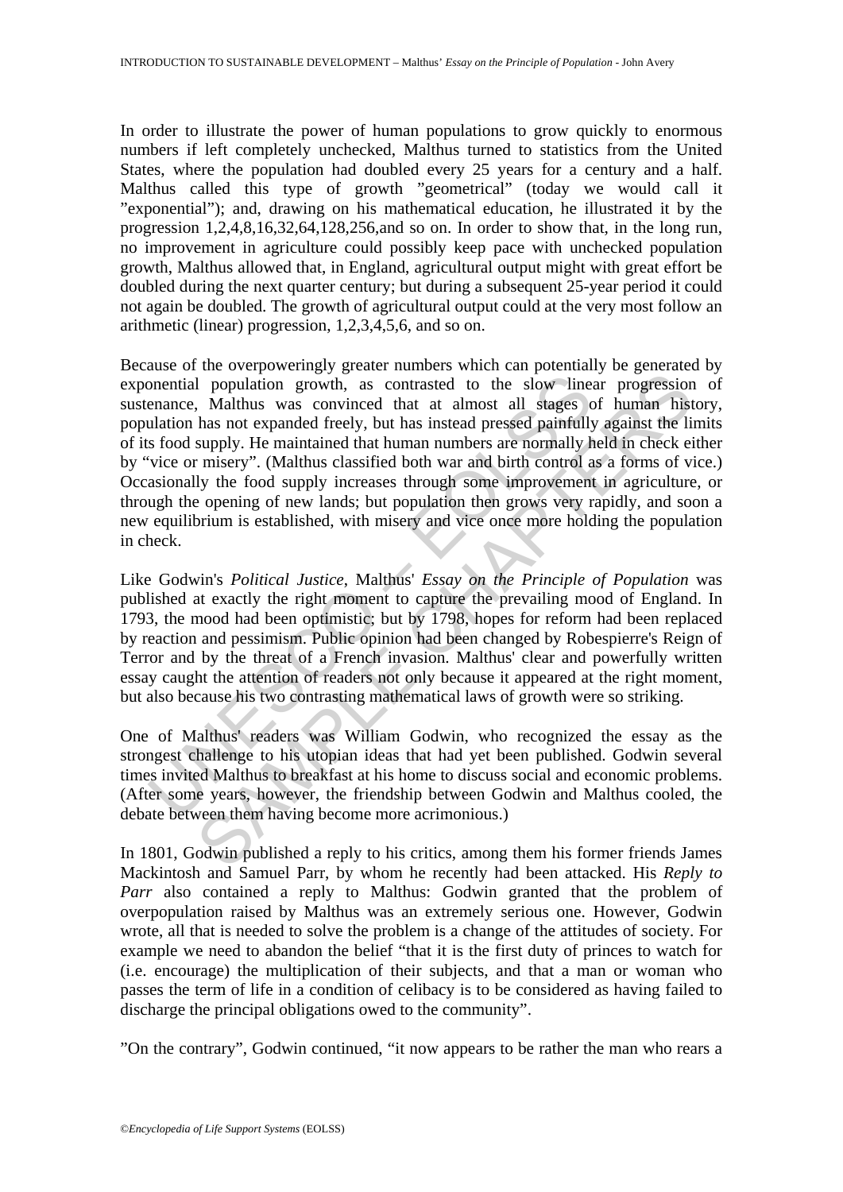In order to illustrate the power of human populations to grow quickly to enormous numbers if left completely unchecked, Malthus turned to statistics from the United States, where the population had doubled every 25 years for a century and a half. Malthus called this type of growth "geometrical" (today we would call it "exponential"); and, drawing on his mathematical education, he illustrated it by the progression 1,2,4,8,16,32,64,128,256,and so on. In order to show that, in the long run, no improvement in agriculture could possibly keep pace with unchecked population growth, Malthus allowed that, in England, agricultural output might with great effort be doubled during the next quarter century; but during a subsequent 25-year period it could not again be doubled. The growth of agricultural output could at the very most follow an arithmetic (linear) progression, 1,2,3,4,5,6, and so on.

Because of the overpoweringly greater numbers which can potentially be generated by exponential population growth, as contrasted to the slow linear progression of sustenance, Malthus was convinced that at almost all stages of human history, population has not expanded freely, but has instead pressed painfully against the limits of its food supply. He maintained that human numbers are normally held in check either by "vice or misery". (Malthus classified both war and birth control as a forms of vice.) Occasionally the food supply increases through some improvement in agriculture, or through the opening of new lands; but population then grows very rapidly, and soon a new equilibrium is established, with misery and vice once more holding the population in check.

Like Godwin's *Political Justice*, Malthus' *Essay on the Principle of Population* was published at exactly the right moment to capture the prevailing mood of England. In 1793, the mood had been optimistic; but by 1798, hopes for reform had been replaced by reaction and pessimism. Public opinion had been changed by Robespierre's Reign of Terror and by the threat of a French invasion. Malthus' clear and powerfully written essay caught the attention of readers not only because it appeared at the right moment, but also because his two contrasting mathematical laws of growth were so striking.

One of Malthus' readers was William Godwin, who recognized the essay as the strongest challenge to his utopian ideas that had yet been published. Godwin several times invited Malthus to breakfast at his home to discuss social and economic problems. (After some years, however, the friendship between Godwin and Malthus cooled, the debate between them having become more acrimonious.)

In 1801, Godwin published a reply to his critics, among them his former friends James Mackintosh and Samuel Parr, by whom he recently had been attacked. His *Reply to Parr* also contained a reply to Malthus: Godwin granted that the problem of overpopulation raised by Malthus was an extremely serious one. However, Godwin wrote, all that is needed to solve the problem is a change of the attitudes of society. For example we need to abandon the belief "that it is the first duty of princes to watch for (i.e. encourage) the multiplication of their subjects, and that a man or woman who passes the term of life in a condition of celibacy is to be considered as having failed to discharge the principal obligations owed to the community".

"On the contrary", Godwin continued, "it now appears to be rather the man who rears a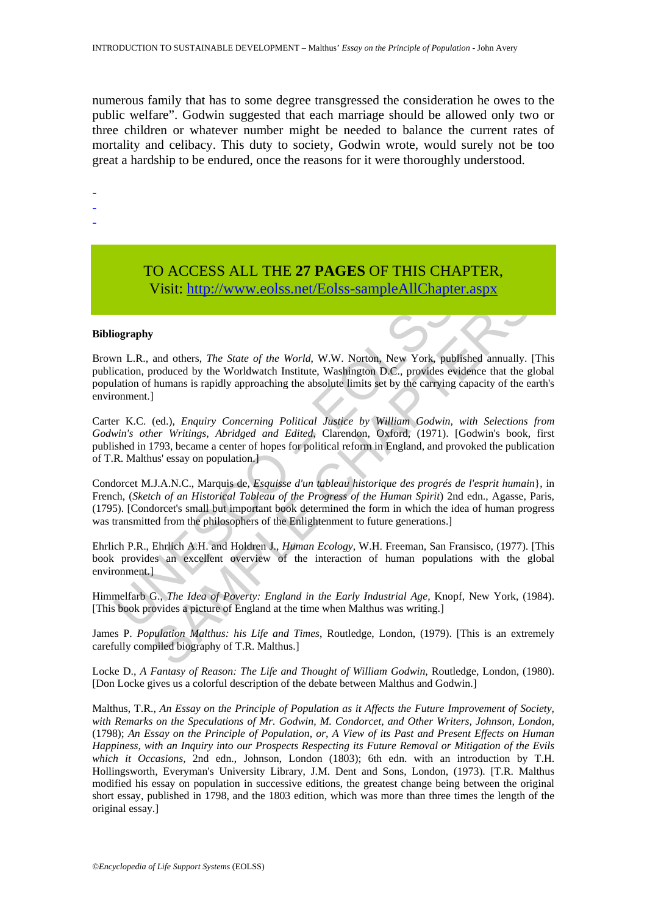numerous family that has to some degree transgressed the consideration he owes to the public welfare". Godwin suggested that each marriage should be allowed only two or three children or whatever number might be needed to balance the current rates of mortality and celibacy. This duty to society, Godwin wrote, would surely not be too great a hardship to be endured, once the reasons for it were thoroughly understood.

-
-
-

TO ACCESS ALL THE **27 PAGES** OF THIS CHAPTER,
Visit: http://www.eolss.net/Eolss-sampleAllChapter.aspx

**Bibliography**

Brown L.R., and others, *The State of the World*, W.W. Norton, New York, published annually. [This publication, produced by the Worldwatch Institute, Washington D.C., provides evidence that the global population of humans is rapidly approaching the absolute limits set by the carrying capacity of the earth's environment.]

Carter K.C. (ed.), *Enquiry Concerning Political Justice by William Godwin, with Selections from Godwin's other Writings, Abridged and Edited*, Clarendon, Oxford, (1971). [Godwin's book, first published in 1793, became a center of hopes for political reform in England, and provoked the publication of T.R. Malthus' essay on population.]

Condorcet M.J.A.N.C., Marquis de, *Esquisse d'un tableau historique des progrés de l'esprit humain*}, in French, (*Sketch of an Historical Tableau of the Progress of the Human Spirit*) 2nd edn., Agasse, Paris, (1795). [Condorcet's small but important book determined the form in which the idea of human progress was transmitted from the philosophers of the Enlightenment to future generations.]

Ehrlich P.R., Ehrlich A.H. and Holdren J., *Human Ecology*, W.H. Freeman, San Fransisco, (1977). [This book provides an excellent overview of the interaction of human populations with the global environment.]

Himmelfarb G., *The Idea of Poverty: England in the Early Industrial Age*, Knopf, New York, (1984). [This book provides a picture of England at the time when Malthus was writing.]

James P. *Population Malthus: his Life and Times*, Routledge, London, (1979). [This is an extremely carefully compiled biography of T.R. Malthus.]

Locke D., *A Fantasy of Reason: The Life and Thought of William Godwin*, Routledge, London, (1980). [Don Locke gives us a colorful description of the debate between Malthus and Godwin.]

Malthus, T.R., *An Essay on the Principle of Population as it Affects the Future Improvement of Society, with Remarks on the Speculations of Mr. Godwin, M. Condorcet, and Other Writers, Johnson, London,* (1798); *An Essay on the Principle of Population, or, A View of its Past and Present Effects on Human Happiness, with an Inquiry into our Prospects Respecting its Future Removal or Mitigation of the Evils which it Occasions*, 2nd edn., Johnson, London (1803); 6th edn. with an introduction by T.H. Hollingsworth, Everyman's University Library, J.M. Dent and Sons, London, (1973). [T.R. Malthus modified his essay on population in successive editions, the greatest change being between the original short essay, published in 1798, and the 1803 edition, which was more than three times the length of the original essay.]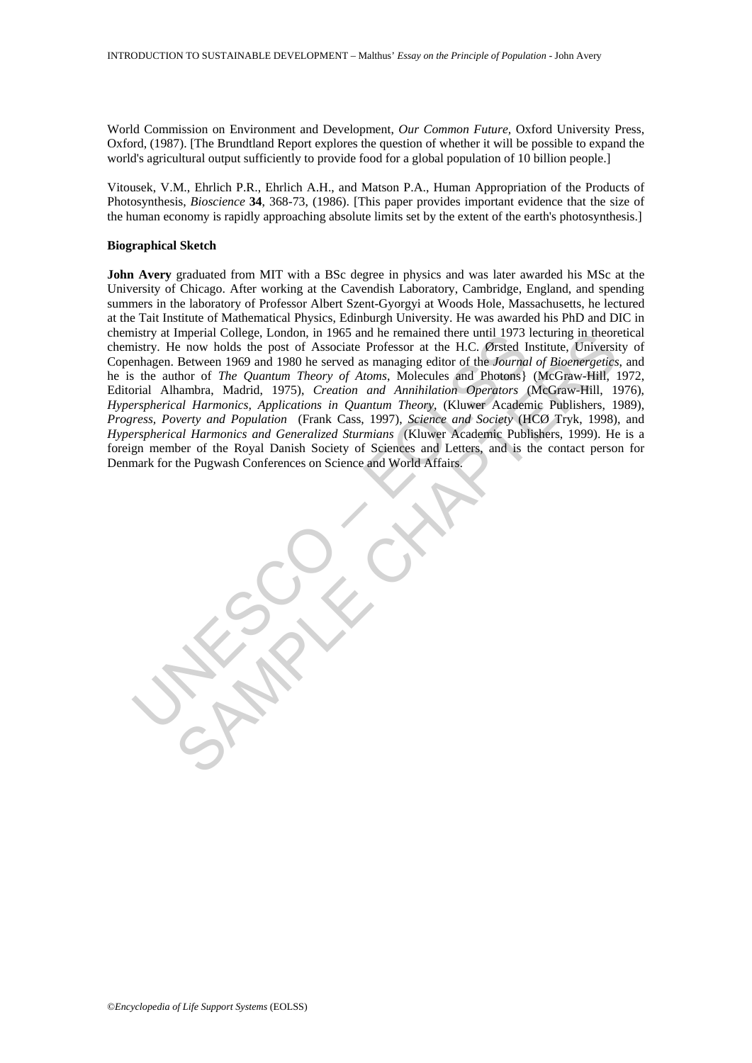World Commission on Environment and Development, *Our Common Future,* Oxford University Press, Oxford, (1987). [The Brundtland Report explores the question of whether it will be possible to expand the world's agricultural output sufficiently to provide food for a global population of 10 billion people.]

Vitousek, V.M., Ehrlich P.R., Ehrlich A.H., and Matson P.A., Human Appropriation of the Products of Photosynthesis, *Bioscience* **34**, 368-73, (1986). [This paper provides important evidence that the size of the human economy is rapidly approaching absolute limits set by the extent of the earth's photosynthesis.]

**Biographical Sketch**

**John Avery** graduated from MIT with a BSc degree in physics and was later awarded his MSc at the University of Chicago. After working at the Cavendish Laboratory, Cambridge, England, and spending summers in the laboratory of Professor Albert Szent-Gyorgyi at Woods Hole, Massachusetts, he lectured at the Tait Institute of Mathematical Physics, Edinburgh University. He was awarded his PhD and DIC in chemistry at Imperial College, London, in 1965 and he remained there until 1973 lecturing in theoretical chemistry. He now holds the post of Associate Professor at the H.C. Ørsted Institute, University of Copenhagen. Between 1969 and 1980 he served as managing editor of the *Journal of Bioenergetics*, and he is the author of *The Quantum Theory of Atoms*, Molecules and Photons} (McGraw-Hill, 1972, Editorial Alhambra, Madrid, 1975), *Creation and Annihilation Operators* (McGraw-Hill, 1976), *Hyperspherical Harmonics, Applications in Quantum Theory,* (Kluwer Academic Publishers, 1989), *Progress, Poverty and Population* (Frank Cass, 1997), *Science and Society* (HCØ Tryk, 1998), and *Hyperspherical Harmonics and Generalized Sturmians* (Kluwer Academic Publishers, 1999). He is a foreign member of the Royal Danish Society of Sciences and Letters, and is the contact person for Denmark for the Pugwash Conferences on Science and World Affairs.